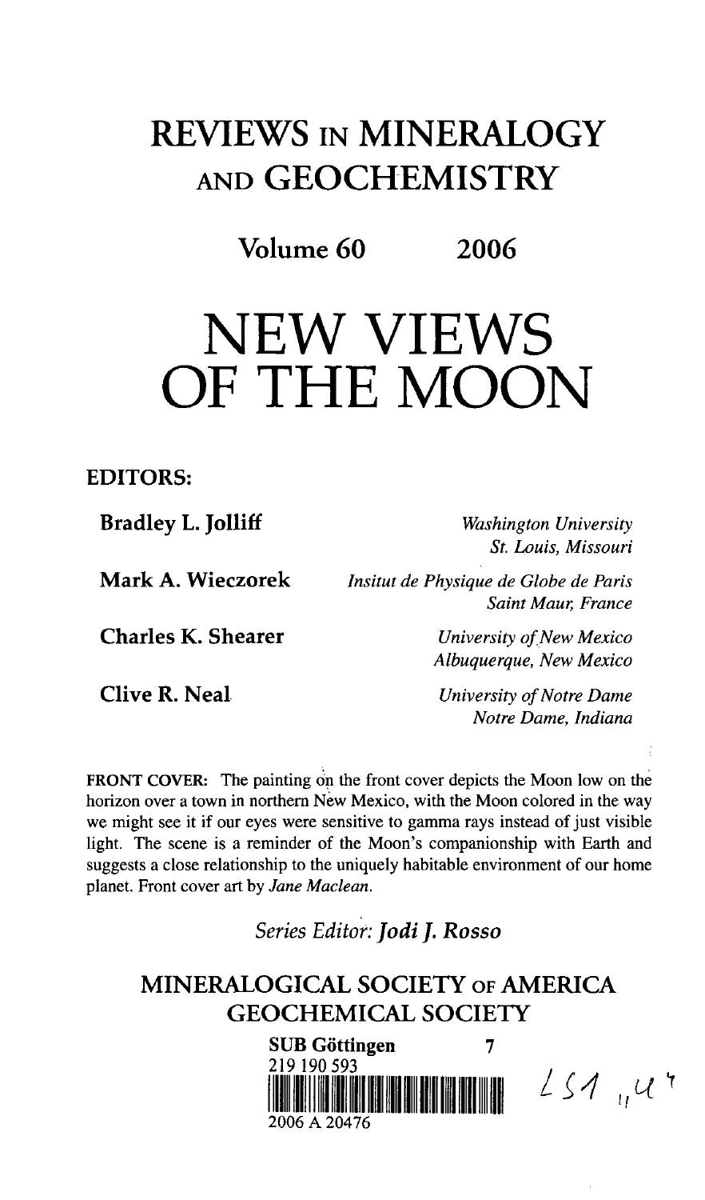# REVIEWS IN MINERALOGY AND GEOCHEMISTRY

**Volume 60 2006**

# NEW VIEWS OF THE MOON

**EDITORS:**

**Bradley L. Jolliff** — *Washington University, St. Louis, Missouri*

**Mark A. Wieczorek** — *Insitut de Physique de Globe de Paris, Saint Maur, France*

**Charles K. Shearer** — *University of New Mexico, Albuquerque, New Mexico*

**Clive R. Neal** — *University of Notre Dame, Notre Dame, Indiana*

**FRONT COVER:** The painting on the front cover depicts the Moon low on the horizon over a town in northern New Mexico, with the Moon colored in the way we might see it if our eyes were sensitive to gamma rays instead of just visible light. The scene is a reminder of the Moon's companionship with Earth and suggests a close relationship to the uniquely habitable environment of our home planet. Front cover art by *Jane Maclean*.

*Series Editor: **Jodi J. Rosso***

## MINERALOGICAL SOCIETY OF AMERICA
## GEOCHEMICAL SOCIETY

**SUB Göttingen** 7
219 190 593
2006 A 20476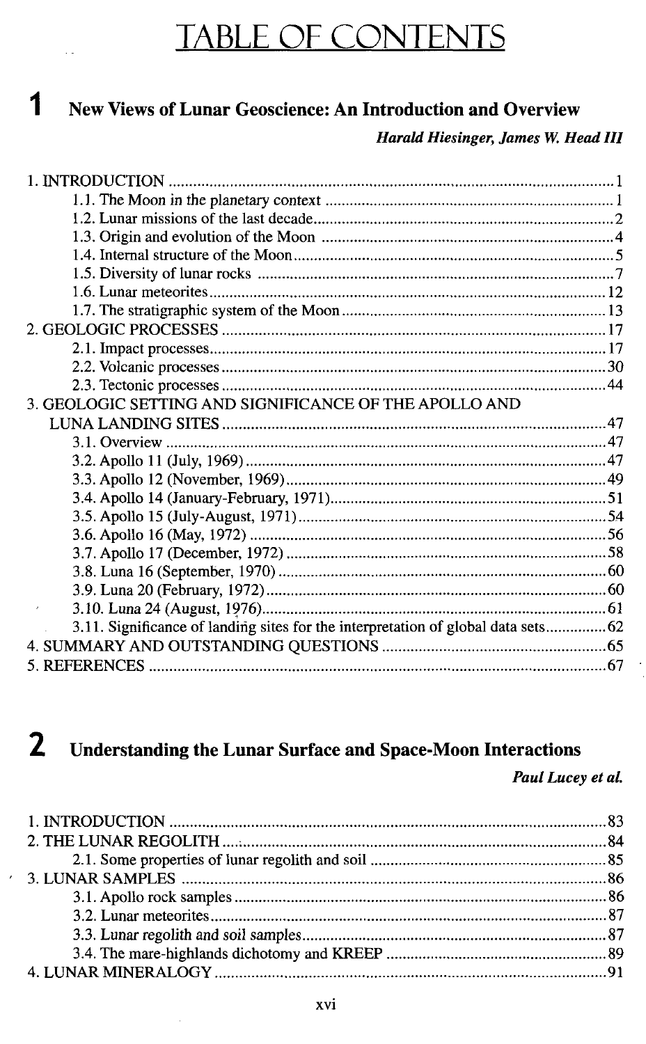# TABLE OF CONTENTS

## 1 New Views of Lunar Geoscience: An Introduction and Overview

***Harald Hiesinger, James W. Head III***

1. INTRODUCTION .......... 1
   - 1.1. The Moon in the planetary context .......... 1
   - 1.2. Lunar missions of the last decade .......... 2
   - 1.3. Origin and evolution of the Moon .......... 4
   - 1.4. Internal structure of the Moon .......... 5
   - 1.5. Diversity of lunar rocks .......... 7
   - 1.6. Lunar meteorites .......... 12
   - 1.7. The stratigraphic system of the Moon .......... 13
2. GEOLOGIC PROCESSES .......... 17
   - 2.1. Impact processes .......... 17
   - 2.2. Volcanic processes .......... 30
   - 2.3. Tectonic processes .......... 44
3. GEOLOGIC SETTING AND SIGNIFICANCE OF THE APOLLO AND LUNA LANDING SITES .......... 47
   - 3.1. Overview .......... 47
   - 3.2. Apollo 11 (July, 1969) .......... 47
   - 3.3. Apollo 12 (November, 1969) .......... 49
   - 3.4. Apollo 14 (January-February, 1971) .......... 51
   - 3.5. Apollo 15 (July-August, 1971) .......... 54
   - 3.6. Apollo 16 (May, 1972) .......... 56
   - 3.7. Apollo 17 (December, 1972) .......... 58
   - 3.8. Luna 16 (September, 1970) .......... 60
   - 3.9. Luna 20 (February, 1972) .......... 60
   - 3.10. Luna 24 (August, 1976) .......... 61
   - 3.11. Significance of landing sites for the interpretation of global data sets .......... 62
4. SUMMARY AND OUTSTANDING QUESTIONS .......... 65
5. REFERENCES .......... 67

## 2 Understanding the Lunar Surface and Space-Moon Interactions

***Paul Lucey et al.***

1. INTRODUCTION .......... 83
2. THE LUNAR REGOLITH .......... 84
   - 2.1. Some properties of lunar regolith and soil .......... 85
3. LUNAR SAMPLES .......... 86
   - 3.1. Apollo rock samples .......... 86
   - 3.2. Lunar meteorites .......... 87
   - 3.3. Lunar regolith and soil samples .......... 87
   - 3.4. The mare-highlands dichotomy and KREEP .......... 89
4. LUNAR MINERALOGY .......... 91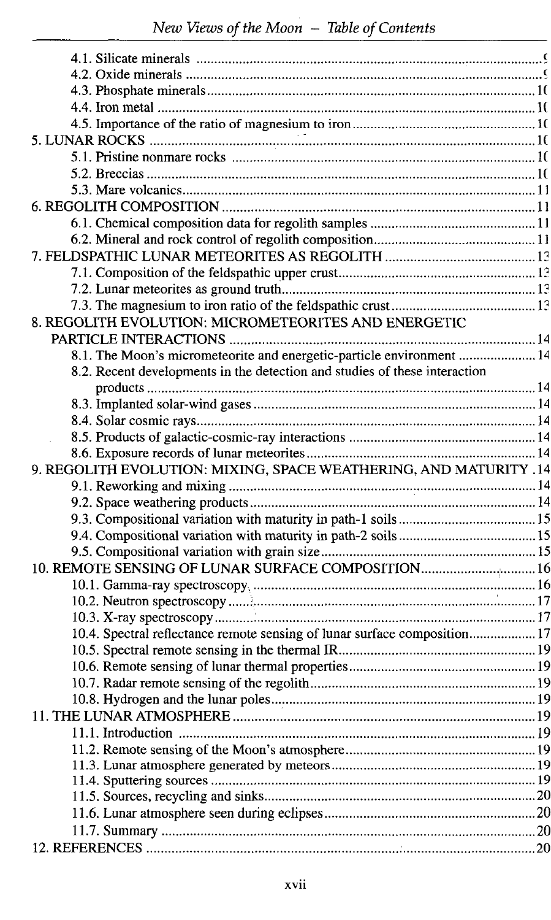4.1. Silicate minerals ....................................................................................... 9
4.2. Oxide minerals .......................................................................................... 9
4.3. Phosphate minerals .................................................................................... 10
4.4. Iron metal .................................................................................................. 10
4.5. Importance of the ratio of magnesium to iron ............................................ 10

5. LUNAR ROCKS .................................................................................................. 10
5.1. Pristine nonmare rocks ............................................................................. 10
5.2. Breccias .................................................................................................... 10
5.3. Mare volcanics ........................................................................................... 11

6. REGOLITH COMPOSITION .................................................................................. 11
6.1. Chemical composition data for regolith samples ........................................ 11
6.2. Mineral and rock control of regolith composition ....................................... 11

7. FELDSPATHIC LUNAR METEORITES AS REGOLITH .......................................... 13
7.1. Composition of the feldspathic upper crust ................................................ 13
7.2. Lunar meteorites as ground truth ............................................................... 13
7.3. The magnesium to iron ratio of the feldspathic crust ................................. 13

8. REGOLITH EVOLUTION: MICROMETEORITES AND ENERGETIC PARTICLE INTERACTIONS .................................................................................................. 14
8.1. The Moon's micrometeorite and energetic-particle environment .................. 14
8.2. Recent developments in the detection and studies of these interaction products ........................................................................................................ 14
8.3. Implanted solar-wind gases ....................................................................... 14
8.4. Solar cosmic rays ...................................................................................... 14
8.5. Products of galactic-cosmic-ray interactions .............................................. 14
8.6. Exposure records of lunar meteorites ......................................................... 14

9. REGOLITH EVOLUTION: MIXING, SPACE WEATHERING, AND MATURITY . 14
9.1. Reworking and mixing ............................................................................... 14
9.2. Space weathering products ......................................................................... 14
9.3. Compositional variation with maturity in path-1 soils ................................ 15
9.4. Compositional variation with maturity in path-2 soils ................................ 15
9.5. Compositional variation with grain size ..................................................... 15

10. REMOTE SENSING OF LUNAR SURFACE COMPOSITION ............................... 16
10.1. Gamma-ray spectroscopy ......................................................................... 16
10.2. Neutron spectroscopy ............................................................................... 17
10.3. X-ray spectroscopy ................................................................................... 17
10.4. Spectral reflectance remote sensing of lunar surface composition ............ 17
10.5. Spectral remote sensing in the thermal IR ................................................ 19
10.6. Remote sensing of lunar thermal properties .............................................. 19
10.7. Radar remote sensing of the regolith ........................................................ 19
10.8. Hydrogen and the lunar poles ................................................................... 19

11. THE LUNAR ATMOSPHERE ............................................................................. 19
11.1. Introduction ............................................................................................. 19
11.2. Remote sensing of the Moon's atmosphere ............................................... 19
11.3. Lunar atmosphere generated by meteors ................................................... 19
11.4. Sputtering sources .................................................................................... 19
11.5. Sources, recycling and sinks ..................................................................... 20
11.6. Lunar atmosphere seen during eclipses ..................................................... 20
11.7. Summary .................................................................................................. 20

12. REFERENCES ................................................................................................... 20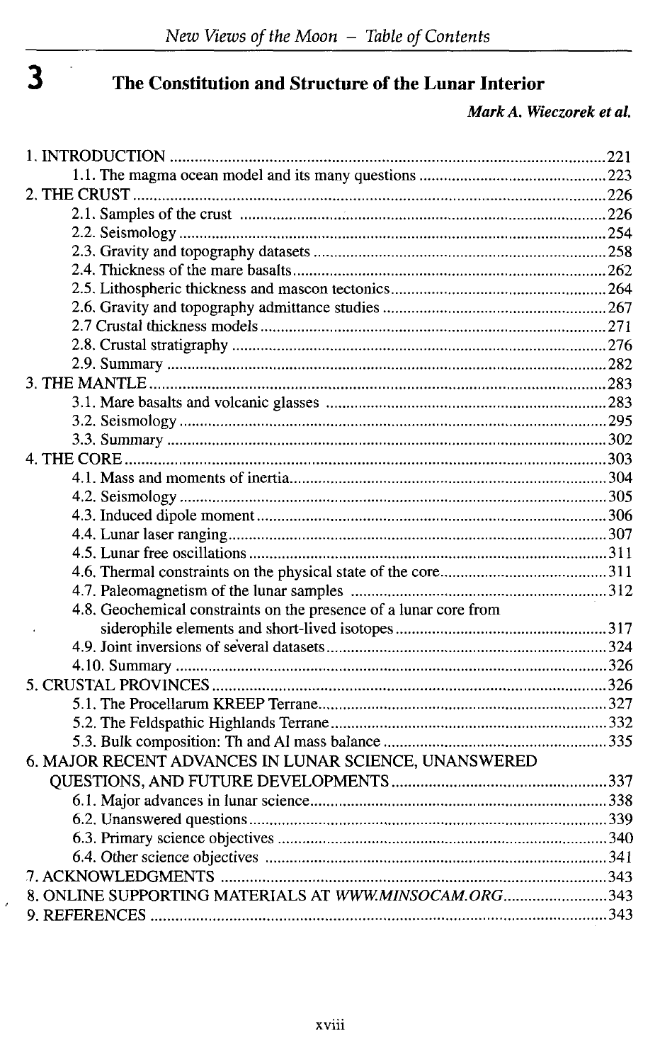# 3 The Constitution and Structure of the Lunar Interior

***Mark A. Wieczorek et al.***

1. INTRODUCTION ........ 221
    - 1.1. The magma ocean model and its many questions ........ 223
2. THE CRUST ........ 226
    - 2.1. Samples of the crust ........ 226
    - 2.2. Seismology ........ 254
    - 2.3. Gravity and topography datasets ........ 258
    - 2.4. Thickness of the mare basalts ........ 262
    - 2.5. Lithospheric thickness and mascon tectonics ........ 264
    - 2.6. Gravity and topography admittance studies ........ 267
    - 2.7 Crustal thickness models ........ 271
    - 2.8. Crustal stratigraphy ........ 276
    - 2.9. Summary ........ 282
3. THE MANTLE ........ 283
    - 3.1. Mare basalts and volcanic glasses ........ 283
    - 3.2. Seismology ........ 295
    - 3.3. Summary ........ 302
4. THE CORE ........ 303
    - 4.1. Mass and moments of inertia ........ 304
    - 4.2. Seismology ........ 305
    - 4.3. Induced dipole moment ........ 306
    - 4.4. Lunar laser ranging ........ 307
    - 4.5. Lunar free oscillations ........ 311
    - 4.6. Thermal constraints on the physical state of the core ........ 311
    - 4.7. Paleomagnetism of the lunar samples ........ 312
    - 4.8. Geochemical constraints on the presence of a lunar core from siderophile elements and short-lived isotopes ........ 317
    - 4.9. Joint inversions of several datasets ........ 324
    - 4.10. Summary ........ 326
5. CRUSTAL PROVINCES ........ 326
    - 5.1. The Procellarum KREEP Terrane ........ 327
    - 5.2. The Feldspathic Highlands Terrane ........ 332
    - 5.3. Bulk composition: Th and Al mass balance ........ 335
6. MAJOR RECENT ADVANCES IN LUNAR SCIENCE, UNANSWERED QUESTIONS, AND FUTURE DEVELOPMENTS ........ 337
    - 6.1. Major advances in lunar science ........ 338
    - 6.2. Unanswered questions ........ 339
    - 6.3. Primary science objectives ........ 340
    - 6.4. Other science objectives ........ 341
7. ACKNOWLEDGMENTS ........ 343
8. ONLINE SUPPORTING MATERIALS AT *WWW.MINSOCAM.ORG* ........ 343
9. REFERENCES ........ 343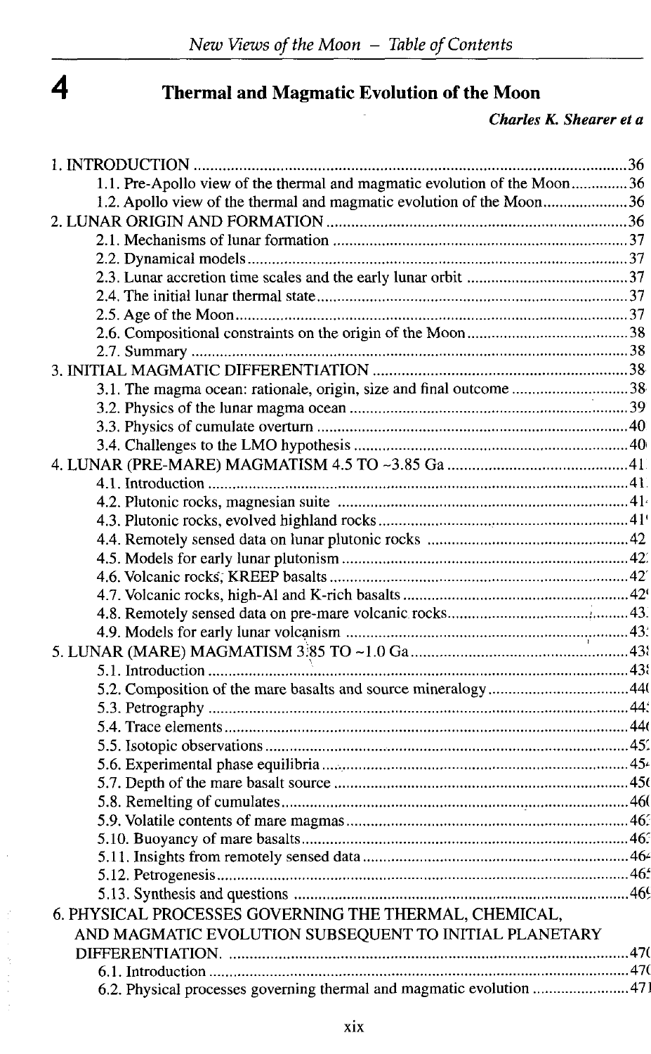# 4 Thermal and Magmatic Evolution of the Moon

*Charles K. Shearer et a*

1. INTRODUCTION ........................................................................................................36
    1.1. Pre-Apollo view of the thermal and magmatic evolution of the Moon..............36
    1.2. Apollo view of the thermal and magmatic evolution of the Moon......................36
2. LUNAR ORIGIN AND FORMATION ..........................................................................36
    2.1. Mechanisms of lunar formation ..........................................................................37
    2.2. Dynamical models..............................................................................................37
    2.3. Lunar accretion time scales and the early lunar orbit ........................................37
    2.4. The initial lunar thermal state.............................................................................37
    2.5. Age of the Moon..................................................................................................37
    2.6. Compositional constraints on the origin of the Moon.........................................38
    2.7. Summary ............................................................................................................38
3. INITIAL MAGMATIC DIFFERENTIATION ...............................................................38
    3.1. The magma ocean: rationale, origin, size and final outcome .............................38
    3.2. Physics of the lunar magma ocean .....................................................................39
    3.3. Physics of cumulate overturn .............................................................................40
    3.4. Challenges to the LMO hypothesis ....................................................................40
4. LUNAR (PRE-MARE) MAGMATISM 4.5 TO ~3.85 Ga .............................................41
    4.1. Introduction .........................................................................................................41
    4.2. Plutonic rocks, magnesian suite .........................................................................41
    4.3. Plutonic rocks, evolved highland rocks...............................................................41
    4.4. Remotely sensed data on lunar plutonic rocks ...................................................42
    4.5. Models for early lunar plutonism ........................................................................42
    4.6. Volcanic rocks, KREEP basalts ..........................................................................42
    4.7. Volcanic rocks, high-Al and K-rich basalts .........................................................42
    4.8. Remotely sensed data on pre-mare volcanic rocks.............................................43
    4.9. Models for early lunar volcanism ........................................................................43
5. LUNAR (MARE) MAGMATISM 3.85 TO ~1.0 Ga ......................................................43
    5.1. Introduction .........................................................................................................43
    5.2. Composition of the mare basalts and source mineralogy...................................44
    5.3. Petrography ........................................................................................................44
    5.4. Trace elements....................................................................................................44
    5.5. Isotopic observations...........................................................................................45
    5.6. Experimental phase equilibria.............................................................................45
    5.7. Depth of the mare basalt source .........................................................................45
    5.8. Remelting of cumulates.......................................................................................46
    5.9. Volatile contents of mare magmas......................................................................46
    5.10. Buoyancy of mare basalts.................................................................................46
    5.11. Insights from remotely sensed data..................................................................46
    5.12. Petrogenesis......................................................................................................46
    5.13. Synthesis and questions ..................................................................................46
6. PHYSICAL PROCESSES GOVERNING THE THERMAL, CHEMICAL, AND MAGMATIC EVOLUTION SUBSEQUENT TO INITIAL PLANETARY DIFFERENTIATION. ..................................................................................................47
    6.1. Introduction .........................................................................................................47
    6.2. Physical processes governing thermal and magmatic evolution ........................47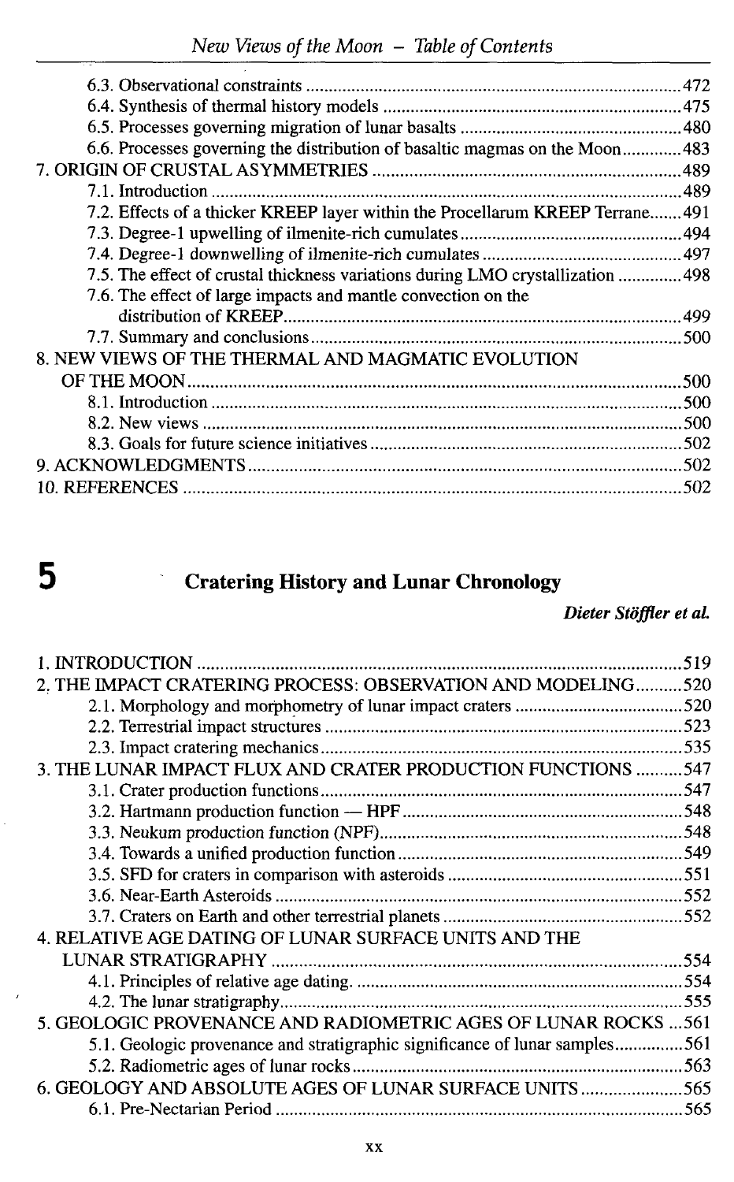6.3. Observational constraints ..................................................................................472
6.4. Synthesis of thermal history models ...................................................................475
6.5. Processes governing migration of lunar basalts .................................................480
6.6. Processes governing the distribution of basaltic magmas on the Moon.............483

7. ORIGIN OF CRUSTAL ASYMMETRIES ....................................................................489
7.1. Introduction ........................................................................................................489
7.2. Effects of a thicker KREEP layer within the Procellarum KREEP Terrane.......491
7.3. Degree-1 upwelling of ilmenite-rich cumulates.................................................494
7.4. Degree-1 downwelling of ilmenite-rich cumulates ............................................497
7.5. The effect of crustal thickness variations during LMO crystallization ..............498
7.6. The effect of large impacts and mantle convection on the distribution of KREEP.........................................................................................499
7.7. Summary and conclusions..................................................................................500

8. NEW VIEWS OF THE THERMAL AND MAGMATIC EVOLUTION OF THE MOON............................................................................................................500
8.1. Introduction ........................................................................................................500
8.2. New views ..........................................................................................................500
8.3. Goals for future science initiatives .....................................................................502

9. ACKNOWLEDGMENTS ...............................................................................................502

10. REFERENCES .............................................................................................................502

# 5 Cratering History and Lunar Chronology

***Dieter Stöffler et al.***

1. INTRODUCTION ..........................................................................................................519

2. THE IMPACT CRATERING PROCESS: OBSERVATION AND MODELING..........520
2.1. Morphology and morphometry of lunar impact craters .....................................520
2.2. Terrestrial impact structures ...............................................................................523
2.3. Impact cratering mechanics................................................................................535

3. THE LUNAR IMPACT FLUX AND CRATER PRODUCTION FUNCTIONS ..........547
3.1. Crater production functions................................................................................547
3.2. Hartmann production function — HPF..............................................................548
3.3. Neukum production function (NPF)...................................................................548
3.4. Towards a unified production function ..............................................................549
3.5. SFD for craters in comparison with asteroids ....................................................551
3.6. Near-Earth Asteroids .........................................................................................552
3.7. Craters on Earth and other terrestrial planets .....................................................552

4. RELATIVE AGE DATING OF LUNAR SURFACE UNITS AND THE LUNAR STRATIGRAPHY .........................................................................................554
4.1. Principles of relative age dating. ........................................................................554
4.2. The lunar stratigraphy.........................................................................................555

5. GEOLOGIC PROVENANCE AND RADIOMETRIC AGES OF LUNAR ROCKS ...561
5.1. Geologic provenance and stratigraphic significance of lunar samples...............561
5.2. Radiometric ages of lunar rocks.........................................................................563

6. GEOLOGY AND ABSOLUTE AGES OF LUNAR SURFACE UNITS.......................565
6.1. Pre-Nectarian Period ..........................................................................................565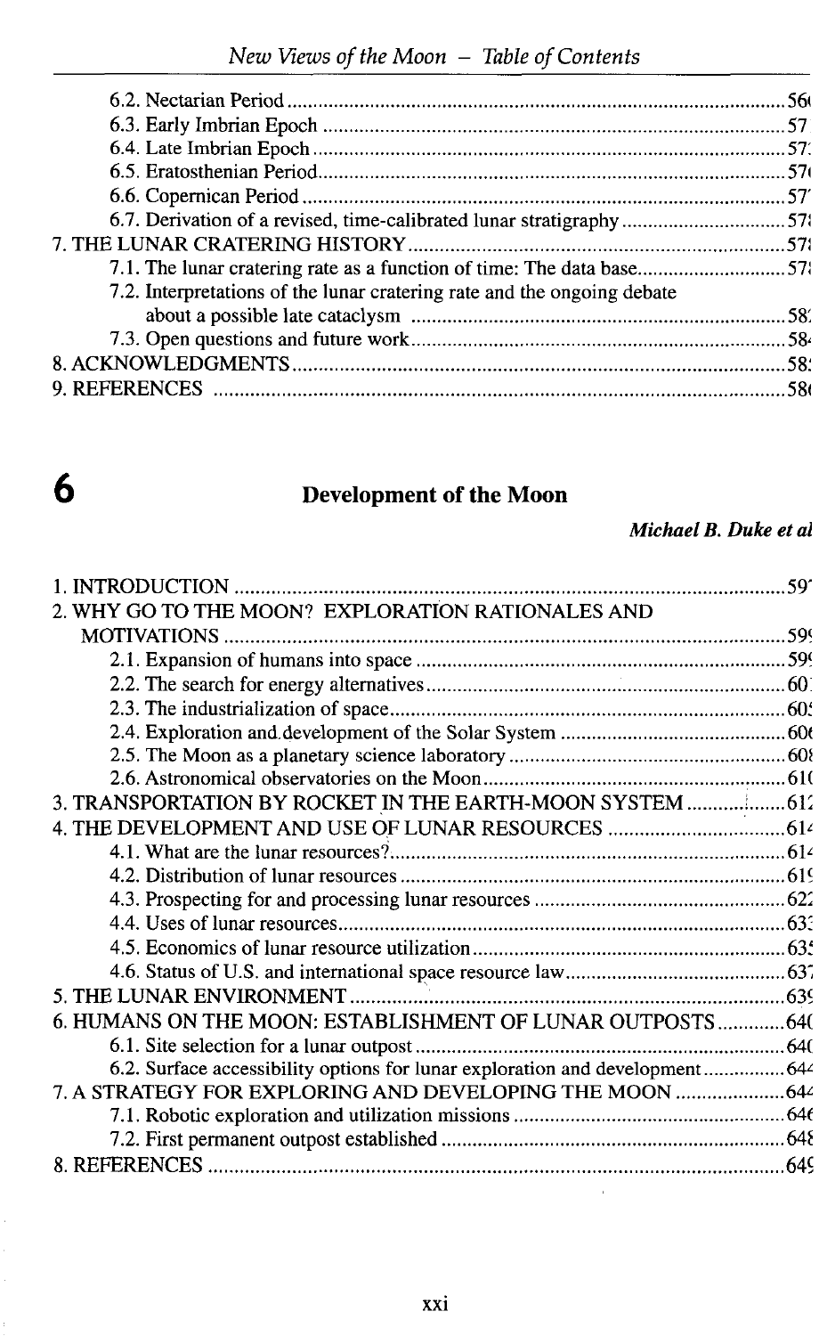6.2. Nectarian Period .......................................................................................................56(

6.3. Early Imbrian Epoch .....................................................................................................57

6.4. Late Imbrian Epoch .......................................................................................................57:

6.5. Eratosthenian Period.......................................................................................................57(

6.6. Copernican Period ..........................................................................................................57'

6.7. Derivation of a revised, time-calibrated lunar stratigraphy ..............................................57

7. THE LUNAR CRATERING HISTORY .......................................................................................57

7.1. The lunar cratering rate as a function of time: The data base.............................................57

7.2. Interpretations of the lunar cratering rate and the ongoing debate about a possible late cataclysm ........................................................................................58:

7.3. Open questions and future work.........................................................................................58

8. ACKNOWLEDGMENTS .............................................................................................................58:

9. REFERENCES ...........................................................................................................................58(

# 6 Development of the Moon

***Michael B. Duke et al***

1. INTRODUCTION ..........................................................................................................................59'

2. WHY GO TO THE MOON? EXPLORATION RATIONALES AND MOTIVATIONS ............................................................................................................................59

2.1. Expansion of humans into space .......................................................................................59

2.2. The search for energy alternatives......................................................................................60

2.3. The industrialization of space.............................................................................................60:

2.4. Exploration and development of the Solar System ..............................................................60(

2.5. The Moon as a planetary science laboratory .......................................................................60

2.6. Astronomical observatories on the Moon.............................................................................61(

3. TRANSPORTATION BY ROCKET IN THE EARTH-MOON SYSTEM .........................................61

4. THE DEVELOPMENT AND USE OF LUNAR RESOURCES ......................................................61

4.1. What are the lunar resources?..............................................................................................61

4.2. Distribution of lunar resources ............................................................................................61

4.3. Prospecting for and processing lunar resources ..................................................................62

4.4. Uses of lunar resources.......................................................................................................63

4.5. Economics of lunar resource utilization...............................................................................63

4.6. Status of U.S. and international space resource law.............................................................63

5. THE LUNAR ENVIRONMENT ......................................................................................................63

6. HUMANS ON THE MOON: ESTABLISHMENT OF LUNAR OUTPOSTS ......................................64(

6.1. Site selection for a lunar outpost ...........................................................................................64(

6.2. Surface accessibility options for lunar exploration and development....................................64

7. A STRATEGY FOR EXPLORING AND DEVELOPING THE MOON ..............................................64

7.1. Robotic exploration and utilization missions .........................................................................64(

7.2. First permanent outpost established ......................................................................................64

8. REFERENCES ................................................................................................................................64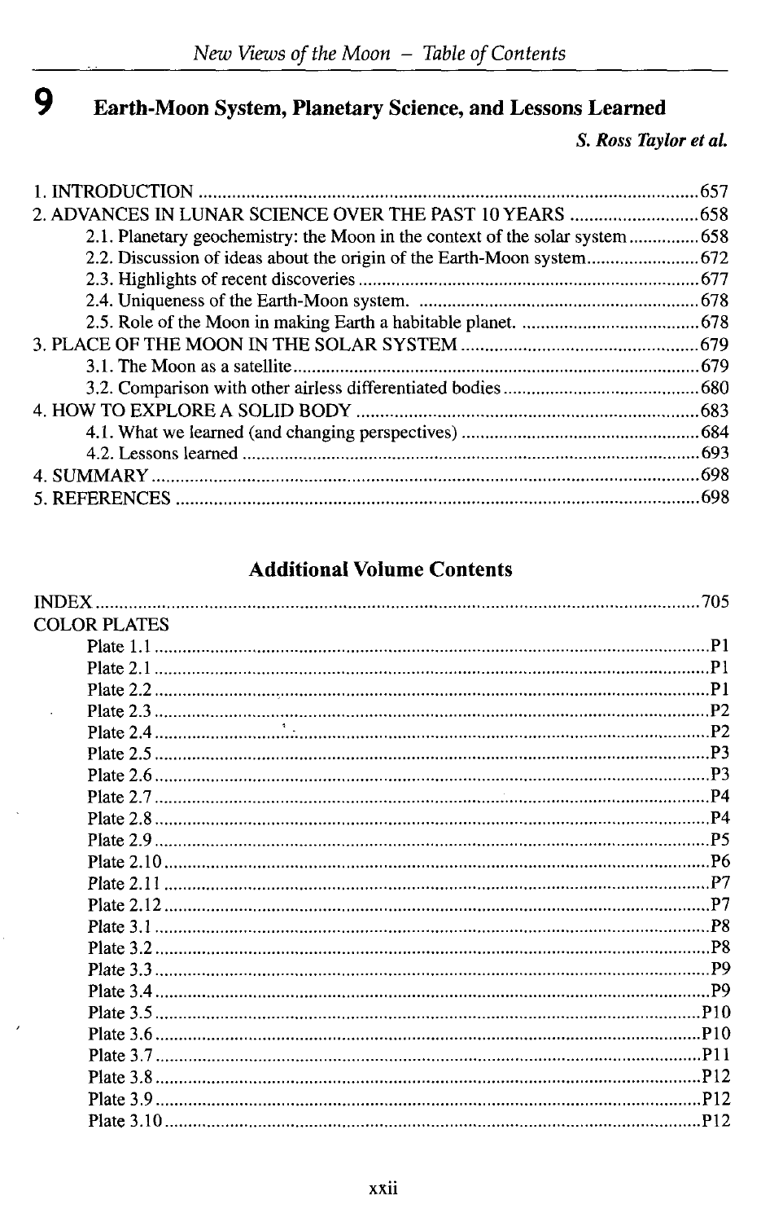# 9 Earth-Moon System, Planetary Science, and Lessons Learned

*S. Ross Taylor et al.*

| | |
|---|---|
| 1. INTRODUCTION | 657 |
| 2. ADVANCES IN LUNAR SCIENCE OVER THE PAST 10 YEARS | 658 |
| 2.1. Planetary geochemistry: the Moon in the context of the solar system | 658 |
| 2.2. Discussion of ideas about the origin of the Earth-Moon system | 672 |
| 2.3. Highlights of recent discoveries | 677 |
| 2.4. Uniqueness of the Earth-Moon system. | 678 |
| 2.5. Role of the Moon in making Earth a habitable planet. | 678 |
| 3. PLACE OF THE MOON IN THE SOLAR SYSTEM | 679 |
| 3.1. The Moon as a satellite | 679 |
| 3.2. Comparison with other airless differentiated bodies | 680 |
| 4. HOW TO EXPLORE A SOLID BODY | 683 |
| 4.1. What we learned (and changing perspectives) | 684 |
| 4.2. Lessons learned | 693 |
| 4. SUMMARY | 698 |
| 5. REFERENCES | 698 |

## Additional Volume Contents

| | |
|---|---|
| INDEX | 705 |
| COLOR PLATES | |
| Plate 1.1 | P1 |
| Plate 2.1 | P1 |
| Plate 2.2 | P1 |
| Plate 2.3 | P2 |
| Plate 2.4 | P2 |
| Plate 2.5 | P3 |
| Plate 2.6 | P3 |
| Plate 2.7 | P4 |
| Plate 2.8 | P4 |
| Plate 2.9 | P5 |
| Plate 2.10 | P6 |
| Plate 2.11 | P7 |
| Plate 2.12 | P7 |
| Plate 3.1 | P8 |
| Plate 3.2 | P8 |
| Plate 3.3 | P9 |
| Plate 3.4 | P9 |
| Plate 3.5 | P10 |
| Plate 3.6 | P10 |
| Plate 3.7 | P11 |
| Plate 3.8 | P12 |
| Plate 3.9 | P12 |
| Plate 3.10 | P12 |